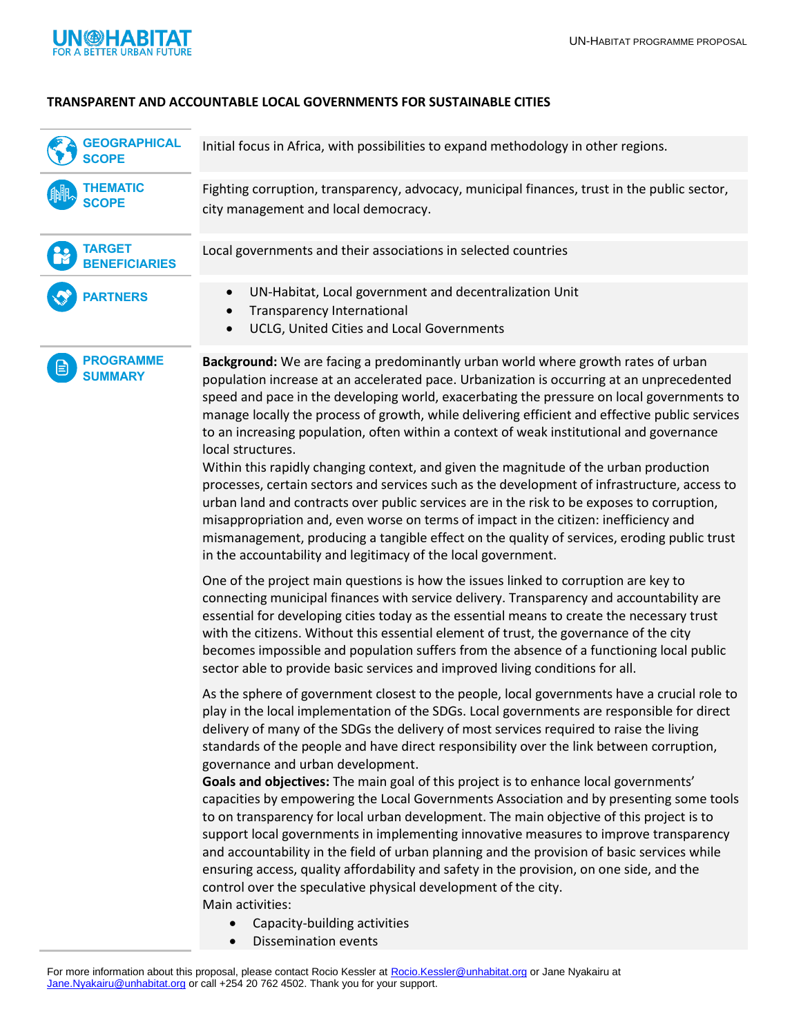# TRANSPARENT AND ACCOUNTABLE LOCAL GOVERNMENTS FOR SUSTAINABLE CITIES

| | |
|---|---|
| **GEOGRAPHICAL SCOPE** | Initial focus in Africa, with possibilities to expand methodology in other regions. |
| **THEMATIC SCOPE** | Fighting corruption, transparency, advocacy, municipal finances, trust in the public sector, city management and local democracy. |
| **TARGET BENEFICIARIES** | Local governments and their associations in selected countries |
| **PARTNERS** | • UN-Habitat, Local government and decentralization Unit<br>• Transparency International<br>• UCLG, United Cities and Local Governments |

## PROGRAMME SUMMARY

**Background:** We are facing a predominantly urban world where growth rates of urban population increase at an accelerated pace. Urbanization is occurring at an unprecedented speed and pace in the developing world, exacerbating the pressure on local governments to manage locally the process of growth, while delivering efficient and effective public services to an increasing population, often within a context of weak institutional and governance local structures.

Within this rapidly changing context, and given the magnitude of the urban production processes, certain sectors and services such as the development of infrastructure, access to urban land and contracts over public services are in the risk to be exposes to corruption, misappropriation and, even worse on terms of impact in the citizen: inefficiency and mismanagement, producing a tangible effect on the quality of services, eroding public trust in the accountability and legitimacy of the local government.

One of the project main questions is how the issues linked to corruption are key to connecting municipal finances with service delivery. Transparency and accountability are essential for developing cities today as the essential means to create the necessary trust with the citizens. Without this essential element of trust, the governance of the city becomes impossible and population suffers from the absence of a functioning local public sector able to provide basic services and improved living conditions for all.

As the sphere of government closest to the people, local governments have a crucial role to play in the local implementation of the SDGs. Local governments are responsible for direct delivery of many of the SDGs the delivery of most services required to raise the living standards of the people and have direct responsibility over the link between corruption, governance and urban development.

**Goals and objectives:** The main goal of this project is to enhance local governments' capacities by empowering the Local Governments Association and by presenting some tools to on transparency for local urban development. The main objective of this project is to support local governments in implementing innovative measures to improve transparency and accountability in the field of urban planning and the provision of basic services while ensuring access, quality affordability and safety in the provision, on one side, and the control over the speculative physical development of the city.

Main activities:

- Capacity-building activities
- Dissemination events

For more information about this proposal, please contact Rocio Kessler at Rocio.Kessler@unhabitat.org or Jane Nyakairu at Jane.Nyakairu@unhabitat.org or call +254 20 762 4502. Thank you for your support.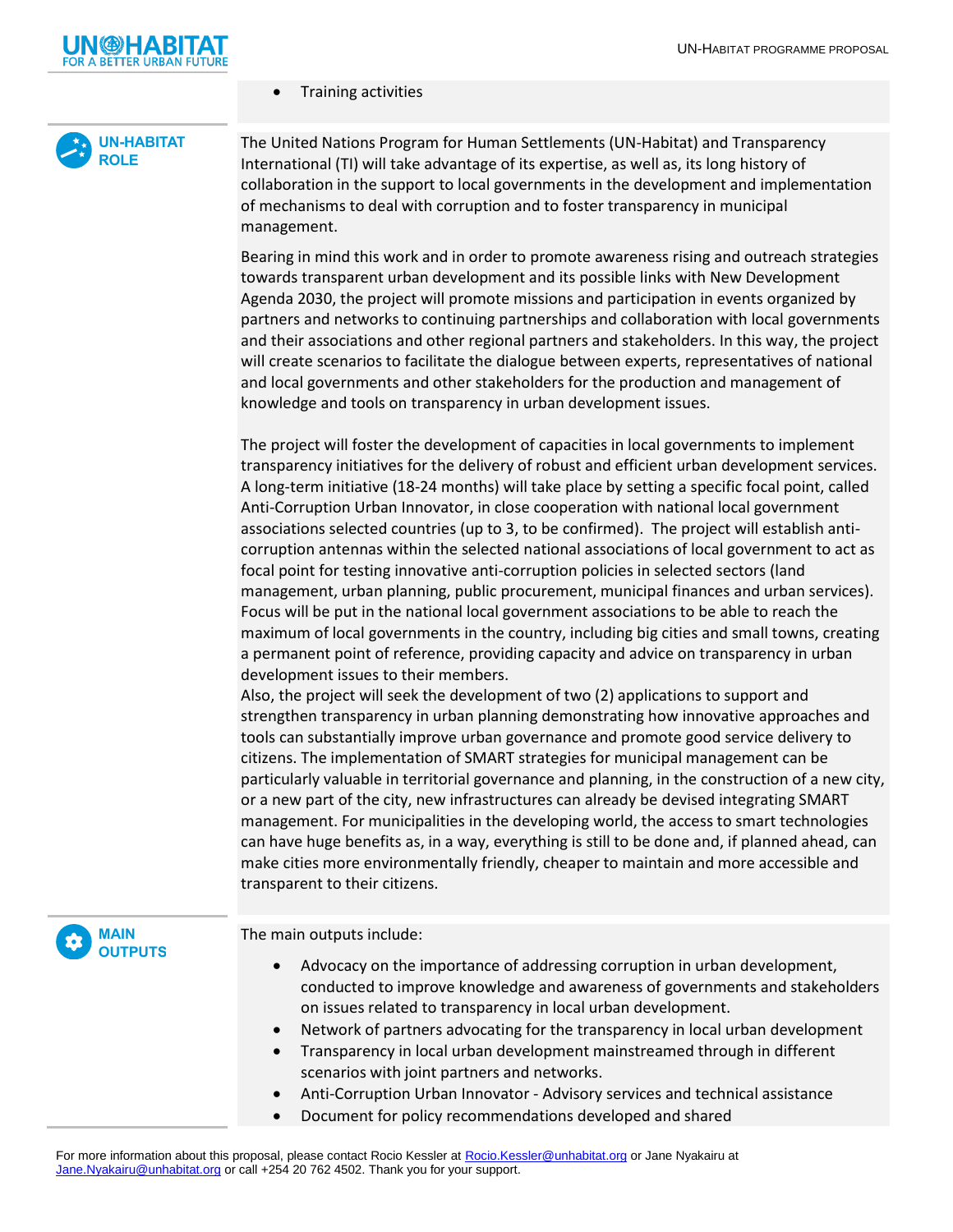- Training activities

## UN-HABITAT ROLE

The United Nations Program for Human Settlements (UN-Habitat) and Transparency International (TI) will take advantage of its expertise, as well as, its long history of collaboration in the support to local governments in the development and implementation of mechanisms to deal with corruption and to foster transparency in municipal management.

Bearing in mind this work and in order to promote awareness rising and outreach strategies towards transparent urban development and its possible links with New Development Agenda 2030, the project will promote missions and participation in events organized by partners and networks to continuing partnerships and collaboration with local governments and their associations and other regional partners and stakeholders. In this way, the project will create scenarios to facilitate the dialogue between experts, representatives of national and local governments and other stakeholders for the production and management of knowledge and tools on transparency in urban development issues.

The project will foster the development of capacities in local governments to implement transparency initiatives for the delivery of robust and efficient urban development services. A long-term initiative (18-24 months) will take place by setting a specific focal point, called Anti-Corruption Urban Innovator, in close cooperation with national local government associations selected countries (up to 3, to be confirmed). The project will establish anti-corruption antennas within the selected national associations of local government to act as focal point for testing innovative anti-corruption policies in selected sectors (land management, urban planning, public procurement, municipal finances and urban services). Focus will be put in the national local government associations to be able to reach the maximum of local governments in the country, including big cities and small towns, creating a permanent point of reference, providing capacity and advice on transparency in urban development issues to their members.

Also, the project will seek the development of two (2) applications to support and strengthen transparency in urban planning demonstrating how innovative approaches and tools can substantially improve urban governance and promote good service delivery to citizens. The implementation of SMART strategies for municipal management can be particularly valuable in territorial governance and planning, in the construction of a new city, or a new part of the city, new infrastructures can already be devised integrating SMART management. For municipalities in the developing world, the access to smart technologies can have huge benefits as, in a way, everything is still to be done and, if planned ahead, can make cities more environmentally friendly, cheaper to maintain and more accessible and transparent to their citizens.

## MAIN OUTPUTS

The main outputs include:

- Advocacy on the importance of addressing corruption in urban development, conducted to improve knowledge and awareness of governments and stakeholders on issues related to transparency in local urban development.
- Network of partners advocating for the transparency in local urban development
- Transparency in local urban development mainstreamed through in different scenarios with joint partners and networks.
- Anti-Corruption Urban Innovator - Advisory services and technical assistance
- Document for policy recommendations developed and shared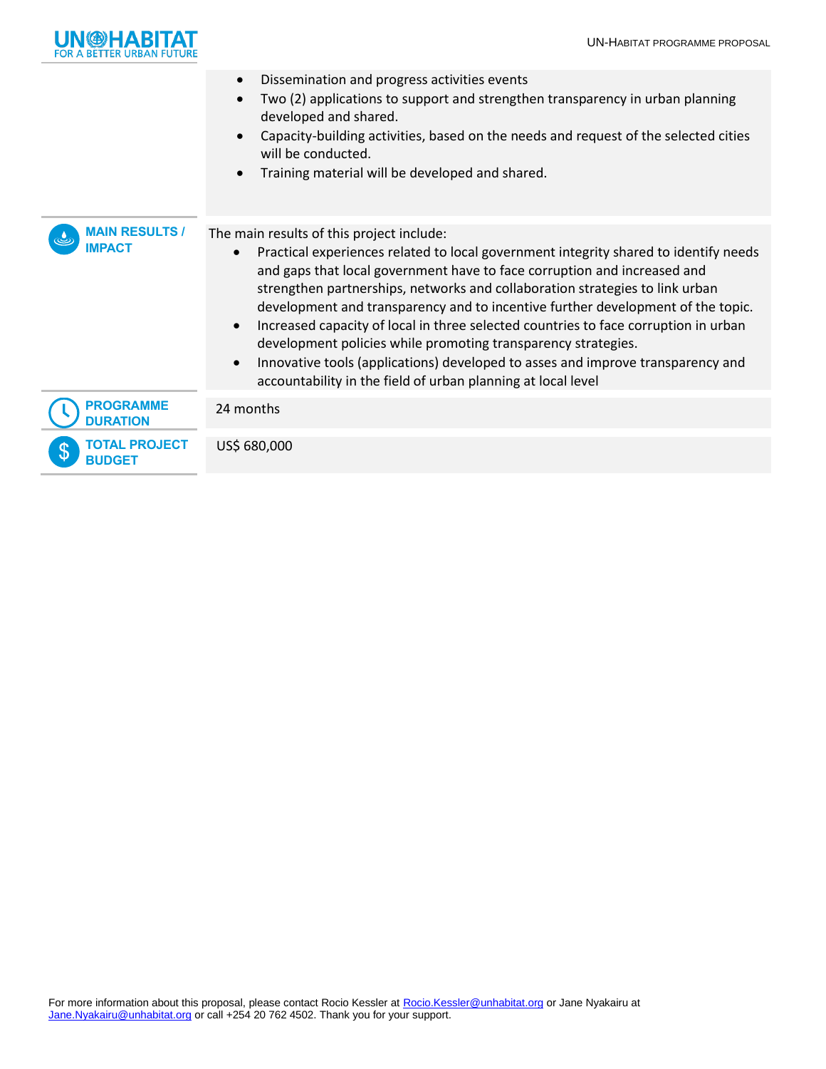- Dissemination and progress activities events
- Two (2) applications to support and strengthen transparency in urban planning developed and shared.
- Capacity-building activities, based on the needs and request of the selected cities will be conducted.
- Training material will be developed and shared.

**MAIN RESULTS / IMPACT**

The main results of this project include:

- Practical experiences related to local government integrity shared to identify needs and gaps that local government have to face corruption and increased and strengthen partnerships, networks and collaboration strategies to link urban development and transparency and to incentive further development of the topic.
- Increased capacity of local in three selected countries to face corruption in urban development policies while promoting transparency strategies.
- Innovative tools (applications) developed to asses and improve transparency and accountability in the field of urban planning at local level

**PROGRAMME DURATION**

24 months

**TOTAL PROJECT BUDGET**

US$ 680,000

For more information about this proposal, please contact Rocio Kessler at Rocio.Kessler@unhabitat.org or Jane Nyakairu at Jane.Nyakairu@unhabitat.org or call +254 20 762 4502. Thank you for your support.